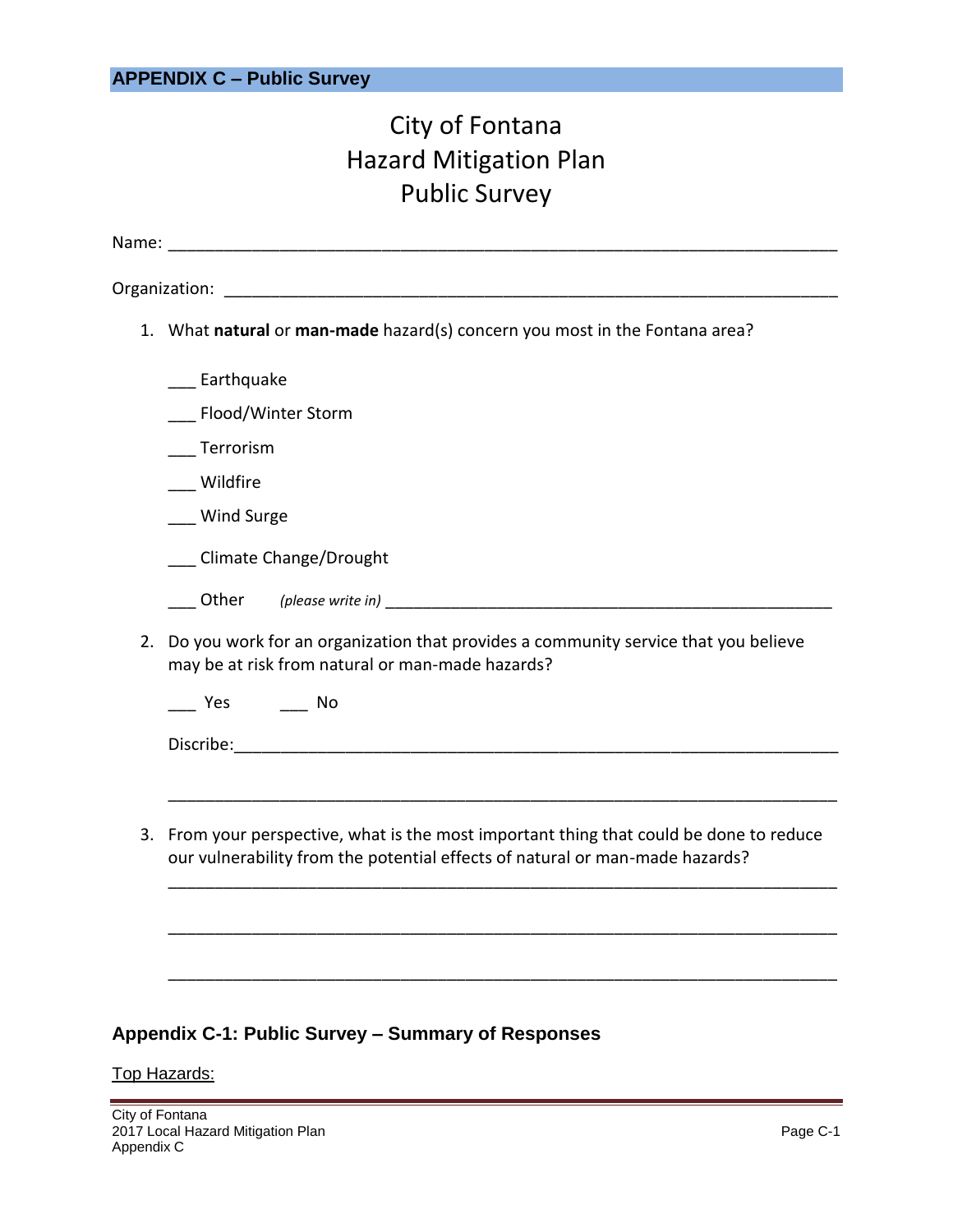## APPENDIX C – Public Survey

# City of Fontana
# Hazard Mitigation Plan
# Public Survey

Name: ___________________________________________________________________________

Organization: ______________________________________________________________________

1. What **natural** or **man-made** hazard(s) concern you most in the Fontana area?

   ___ Earthquake

   ___ Flood/Winter Storm

   ___ Terrorism

   ___ Wildfire

   ___ Wind Surge

   ___ Climate Change/Drought

   ___ Other *(please write in)* ____________________________________________________

2. Do you work for an organization that provides a community service that you believe may be at risk from natural or man-made hazards?

   ___ Yes ___ No

   Discribe:_____________________________________________________________________

   _____________________________________________________________________________

3. From your perspective, what is the most important thing that could be done to reduce our vulnerability from the potential effects of natural or man-made hazards?

   _____________________________________________________________________________

   _____________________________________________________________________________

   _____________________________________________________________________________

### Appendix C-1: Public Survey – Summary of Responses

Top Hazards: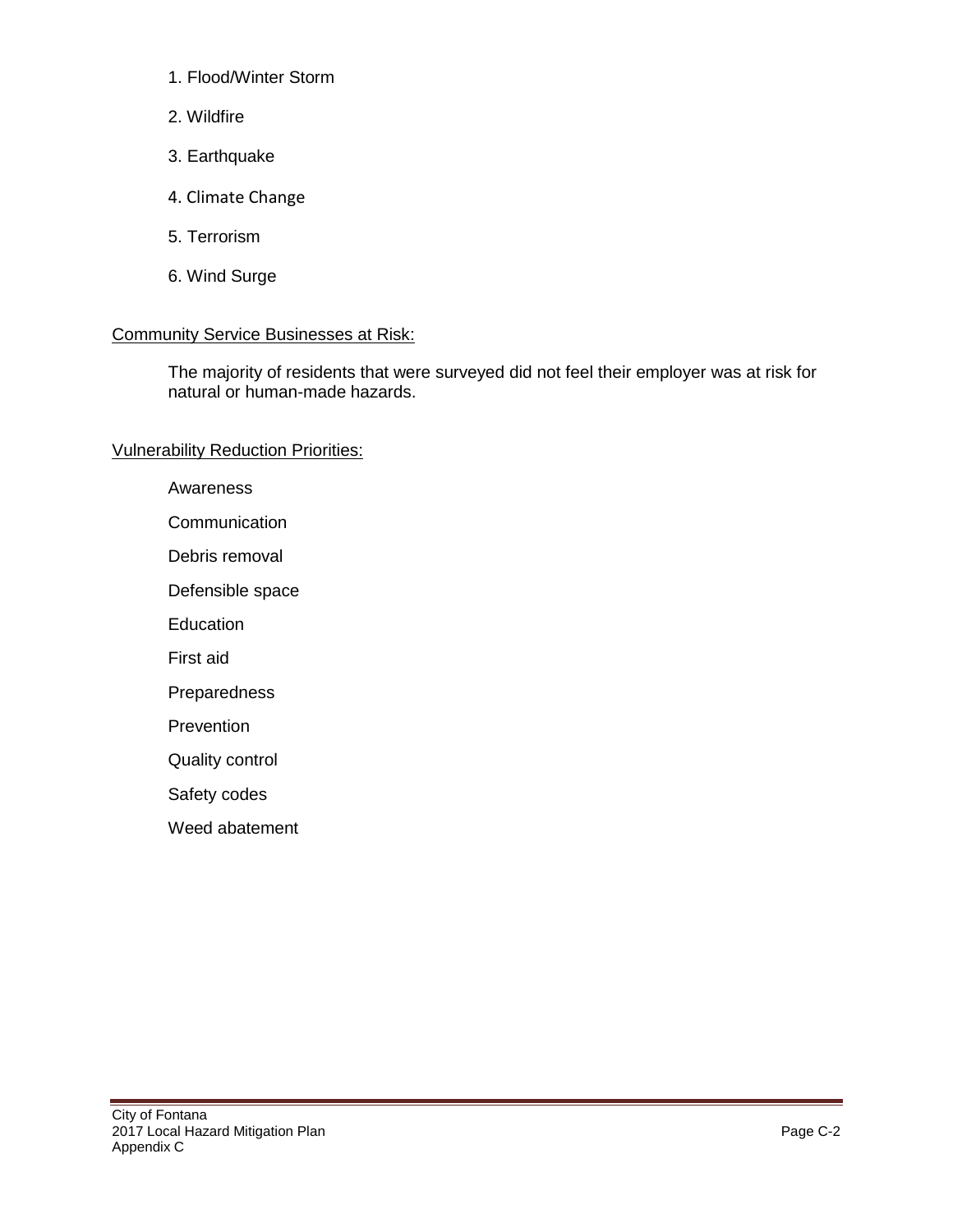1. Flood/Winter Storm
2. Wildfire
3. Earthquake
4. Climate Change
5. Terrorism
6. Wind Surge

Community Service Businesses at Risk:

The majority of residents that were surveyed did not feel their employer was at risk for natural or human-made hazards.

Vulnerability Reduction Priorities:

Awareness

Communication

Debris removal

Defensible space

Education

First aid

Preparedness

Prevention

Quality control

Safety codes

Weed abatement